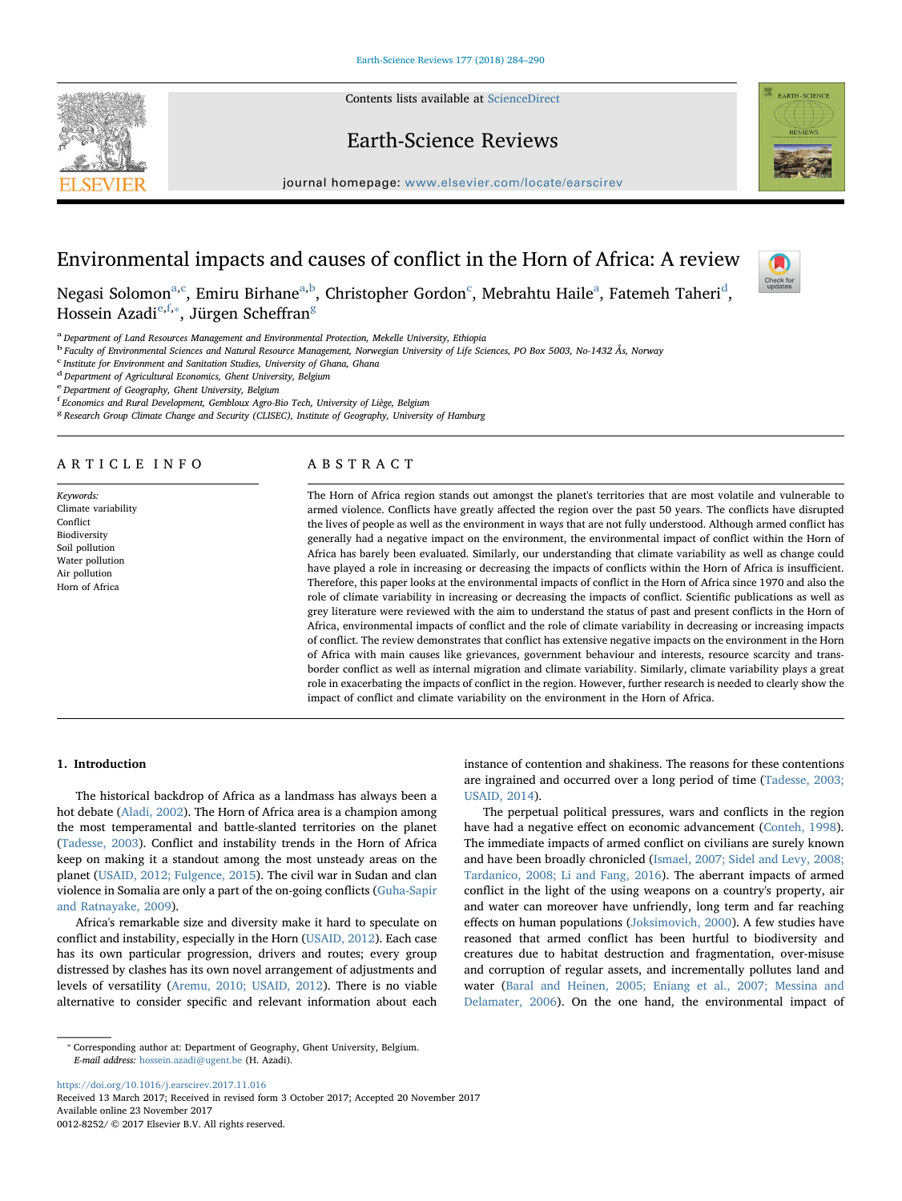# Environmental impacts and causes of conflict in the Horn of Africa: A review

Negasi Solomon[a,c], Emiru Birhane[a,b], Christopher Gordon[c], Mebrahtu Haile[a], Fatemeh Taheri[d], Hossein Azadi[e,f,*], Jürgen Scheffran[g]

[a] Department of Land Resources Management and Environmental Protection, Mekelle University, Ethiopia
[b] Faculty of Environmental Sciences and Natural Resource Management, Norwegian University of Life Sciences, PO Box 5003, No-1432 Ås, Norway
[c] Institute for Environment and Sanitation Studies, University of Ghana, Ghana
[d] Department of Agricultural Economics, Ghent University, Belgium
[e] Department of Geography, Ghent University, Belgium
[f] Economics and Rural Development, Gembloux Agro-Bio Tech, University of Liège, Belgium
[g] Research Group Climate Change and Security (CLISEC), Institute of Geography, University of Hamburg

## ARTICLE INFO

*Keywords:*
Climate variability
Conflict
Biodiversity
Soil pollution
Water pollution
Air pollution
Horn of Africa

## ABSTRACT

The Horn of Africa region stands out amongst the planet's territories that are most volatile and vulnerable to armed violence. Conflicts have greatly affected the region over the past 50 years. The conflicts have disrupted the lives of people as well as the environment in ways that are not fully understood. Although armed conflict has generally had a negative impact on the environment, the environmental impact of conflict within the Horn of Africa has barely been evaluated. Similarly, our understanding that climate variability as well as change could have played a role in increasing or decreasing the impacts of conflicts within the Horn of Africa is insufficient. Therefore, this paper looks at the environmental impacts of conflict in the Horn of Africa since 1970 and also the role of climate variability in increasing or decreasing the impacts of conflict. Scientific publications as well as grey literature were reviewed with the aim to understand the status of past and present conflicts in the Horn of Africa, environmental impacts of conflict and the role of climate variability in decreasing or increasing impacts of conflict. The review demonstrates that conflict has extensive negative impacts on the environment in the Horn of Africa with main causes like grievances, government behaviour and interests, resource scarcity and trans-border conflict as well as internal migration and climate variability. Similarly, climate variability plays a great role in exacerbating the impacts of conflict in the region. However, further research is needed to clearly show the impact of conflict and climate variability on the environment in the Horn of Africa.

## 1. Introduction

The historical backdrop of Africa as a landmass has always been a hot debate (Aladi, 2002). The Horn of Africa area is a champion among the most temperamental and battle-slanted territories on the planet (Tadesse, 2003). Conflict and instability trends in the Horn of Africa keep on making it a standout among the most unsteady areas on the planet (USAID, 2012; Fulgence, 2015). The civil war in Sudan and clan violence in Somalia are only a part of the on-going conflicts (Guha-Sapir and Ratnayake, 2009).

Africa's remarkable size and diversity make it hard to speculate on conflict and instability, especially in the Horn (USAID, 2012). Each case has its own particular progression, drivers and routes; every group distressed by clashes has its own novel arrangement of adjustments and levels of versatility (Aremu, 2010; USAID, 2012). There is no viable alternative to consider specific and relevant information about each instance of contention and shakiness. The reasons for these contentions are ingrained and occurred over a long period of time (Tadesse, 2003; USAID, 2014).

The perpetual political pressures, wars and conflicts in the region have had a negative effect on economic advancement (Conteh, 1998). The immediate impacts of armed conflict on civilians are surely known and have been broadly chronicled (Ismael, 2007; Sidel and Levy, 2008; Tardanico, 2008; Li and Fang, 2016). The aberrant impacts of armed conflict in the light of the using weapons on a country's property, air and water can moreover have unfriendly, long term and far reaching effects on human populations (Joksimovich, 2000). A few studies have reasoned that armed conflict has been hurtful to biodiversity and creatures due to habitat destruction and fragmentation, over-misuse and corruption of regular assets, and incrementally pollutes land and water (Baral and Heinen, 2005; Eniang et al., 2007; Messina and Delamater, 2006). On the one hand, the environmental impact of

---

* Corresponding author at: Department of Geography, Ghent University, Belgium.
*E-mail address:* hossein.azadi@ugent.be (H. Azadi).

https://doi.org/10.1016/j.earscirev.2017.11.016
Received 13 March 2017; Received in revised form 3 October 2017; Accepted 20 November 2017
Available online 23 November 2017
0012-8252/ © 2017 Elsevier B.V. All rights reserved.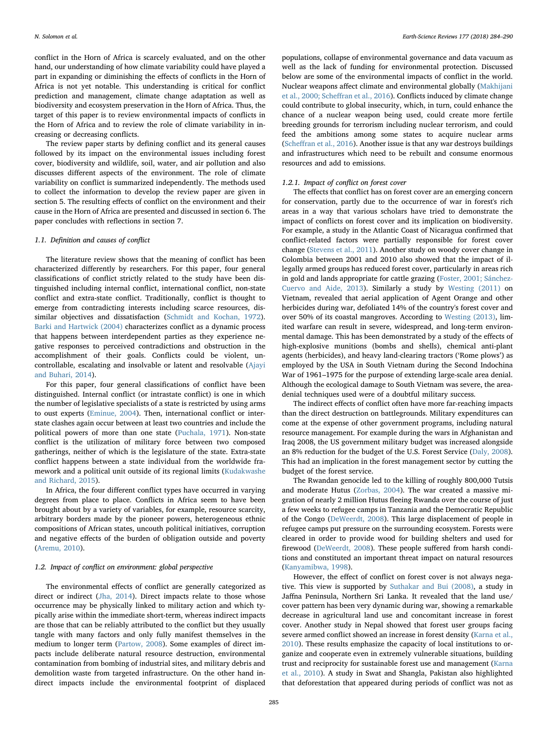conflict in the Horn of Africa is scarcely evaluated, and on the other hand, our understanding of how climate variability could have played a part in expanding or diminishing the effects of conflicts in the Horn of Africa is not yet notable. This understanding is critical for conflict prediction and management, climate change adaptation as well as biodiversity and ecosystem preservation in the Horn of Africa. Thus, the target of this paper is to review environmental impacts of conflicts in the Horn of Africa and to review the role of climate variability in increasing or decreasing conflicts.

The review paper starts by defining conflict and its general causes followed by its impact on the environmental issues including forest cover, biodiversity and wildlife, soil, water, and air pollution and also discusses different aspects of the environment. The role of climate variability on conflict is summarized independently. The methods used to collect the information to develop the review paper are given in section 5. The resulting effects of conflict on the environment and their cause in the Horn of Africa are presented and discussed in section 6. The paper concludes with reflections in section 7.

### 1.1. Definition and causes of conflict

The literature review shows that the meaning of conflict has been characterized differently by researchers. For this paper, four general classifications of conflict strictly related to the study have been distinguished including internal conflict, international conflict, non-state conflict and extra-state conflict. Traditionally, conflict is thought to emerge from contradicting interests including scarce resources, dissimilar objectives and dissatisfaction (Schmidt and Kochan, 1972). Barki and Hartwick (2004) characterizes conflict as a dynamic process that happens between interdependent parties as they experience negative responses to perceived contradictions and obstruction in the accomplishment of their goals. Conflicts could be violent, uncontrollable, escalating and insolvable or latent and resolvable (Ajayi and Buhari, 2014).

For this paper, four general classifications of conflict have been distinguished. Internal conflict (or intrastate conflict) is one in which the number of legislative specialists of a state is restricted by using arms to oust experts (Eminue, 2004). Then, international conflict or interstate clashes again occur between at least two countries and include the political powers of more than one state (Puchala, 1971). Non-state conflict is the utilization of military force between two composed gatherings, neither of which is the legislature of the state. Extra-state conflict happens between a state individual from the worldwide framework and a political unit outside of its regional limits (Kudakwashe and Richard, 2015).

In Africa, the four different conflict types have occurred in varying degrees from place to place. Conflicts in Africa seem to have been brought about by a variety of variables, for example, resource scarcity, arbitrary borders made by the pioneer powers, heterogeneous ethnic compositions of African states, uncouth political initiatives, corruption and negative effects of the burden of obligation outside and poverty (Aremu, 2010).

### 1.2. Impact of conflict on environment: global perspective

The environmental effects of conflict are generally categorized as direct or indirect (Jha, 2014). Direct impacts relate to those whose occurrence may be physically linked to military action and which typically arise within the immediate short-term, whereas indirect impacts are those that can be reliably attributed to the conflict but they usually tangle with many factors and only fully manifest themselves in the medium to longer term (Partow, 2008). Some examples of direct impacts include deliberate natural resource destruction, environmental contamination from bombing of industrial sites, and military debris and demolition waste from targeted infrastructure. On the other hand indirect impacts include the environmental footprint of displaced populations, collapse of environmental governance and data vacuum as well as the lack of funding for environmental protection. Discussed below are some of the environmental impacts of conflict in the world. Nuclear weapons affect climate and environmental globally (Makhijani et al., 2000; Scheffran et al., 2016). Conflicts induced by climate change could contribute to global insecurity, which, in turn, could enhance the chance of a nuclear weapon being used, could create more fertile breeding grounds for terrorism including nuclear terrorism, and could feed the ambitions among some states to acquire nuclear arms (Scheffran et al., 2016). Another issue is that any war destroys buildings and infrastructures which need to be rebuilt and consume enormous resources and add to emissions.

#### 1.2.1. Impact of conflict on forest cover

The effects that conflict has on forest cover are an emerging concern for conservation, partly due to the occurrence of war in forest's rich areas in a way that various scholars have tried to demonstrate the impact of conflicts on forest cover and its implication on biodiversity. For example, a study in the Atlantic Coast of Nicaragua confirmed that conflict-related factors were partially responsible for forest cover change (Stevens et al., 2011). Another study on woody cover change in Colombia between 2001 and 2010 also showed that the impact of illegally armed groups has reduced forest cover, particularly in areas rich in gold and lands appropriate for cattle grazing (Foster, 2001; Sánchez-Cuervo and Aide, 2013). Similarly a study by Westing (2011) on Vietnam, revealed that aerial application of Agent Orange and other herbicides during war, defoliated 14% of the country's forest cover and over 50% of its coastal mangroves. According to Westing (2013), limited warfare can result in severe, widespread, and long-term environmental damage. This has been demonstrated by a study of the effects of high-explosive munitions (bombs and shells), chemical anti-plant agents (herbicides), and heavy land-clearing tractors ('Rome plows') as employed by the USA in South Vietnam during the Second Indochina War of 1961–1975 for the purpose of extending large-scale area denial. Although the ecological damage to South Vietnam was severe, the area-denial techniques used were of a doubtful military success.

The indirect effects of conflict often have more far-reaching impacts than the direct destruction on battlegrounds. Military expenditures can come at the expense of other government programs, including natural resource management. For example during the wars in Afghanistan and Iraq 2008, the US government military budget was increased alongside an 8% reduction for the budget of the U.S. Forest Service (Daly, 2008). This had an implication in the forest management sector by cutting the budget of the forest service.

The Rwandan genocide led to the killing of roughly 800,000 Tutsis and moderate Hutus (Zorbas, 2004). The war created a massive migration of nearly 2 million Hutus fleeing Rwanda over the course of just a few weeks to refugee camps in Tanzania and the Democratic Republic of the Congo (DeWeerdt, 2008). This large displacement of people in refugee camps put pressure on the surrounding ecosystem. Forests were cleared in order to provide wood for building shelters and used for firewood (DeWeerdt, 2008). These people suffered from harsh conditions and constituted an important threat impact on natural resources (Kanyamibwa, 1998).

However, the effect of conflict on forest cover is not always negative. This view is supported by Suthakar and Bui (2008), a study in Jaffna Peninsula, Northern Sri Lanka. It revealed that the land use/cover pattern has been very dynamic during war, showing a remarkable decrease in agricultural land use and concomitant increase in forest cover. Another study in Nepal showed that forest user groups facing severe armed conflict showed an increase in forest density (Karna et al., 2010). These results emphasize the capacity of local institutions to organize and cooperate even in extremely vulnerable situations, building trust and reciprocity for sustainable forest use and management (Karna et al., 2010). A study in Swat and Shangla, Pakistan also highlighted that deforestation that appeared during periods of conflict was not as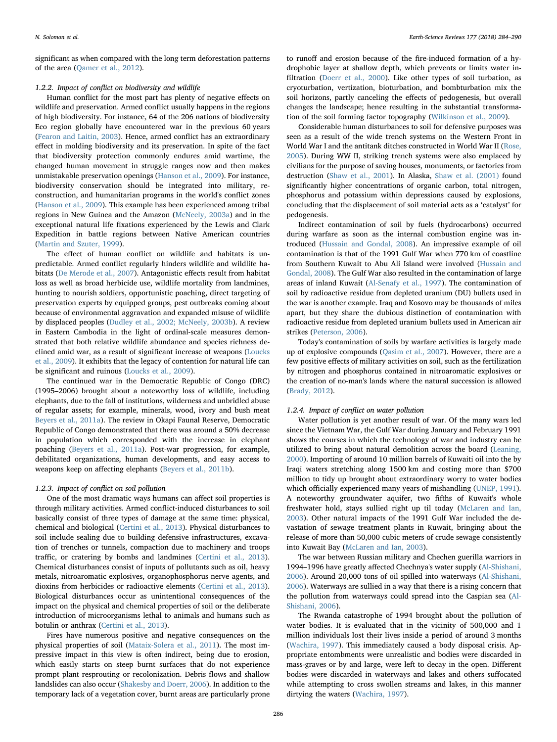significant as when compared with the long term deforestation patterns of the area (Qamer et al., 2012).

#### 1.2.2. Impact of conflict on biodiversity and wildlife

Human conflict for the most part has plenty of negative effects on wildlife and preservation. Armed conflict usually happens in the regions of high biodiversity. For instance, 64 of the 206 nations of biodiversity Eco region globally have encountered war in the previous 60 years (Fearon and Laitin, 2003). Hence, armed conflict has an extraordinary effect in molding biodiversity and its preservation. In spite of the fact that biodiversity protection commonly endures amid wartime, the changed human movement in struggle ranges now and then makes unmistakable preservation openings (Hanson et al., 2009). For instance, biodiversity conservation should be integrated into military, reconstruction, and humanitarian programs in the world's conflict zones (Hanson et al., 2009). This example has been experienced among tribal regions in New Guinea and the Amazon (McNeely, 2003a) and in the exceptional natural life fixations experienced by the Lewis and Clark Expedition in battle regions between Native American countries (Martin and Szuter, 1999).

The effect of human conflict on wildlife and habitats is unpredictable. Armed conflict regularly hinders wildlife and wildlife habitats (De Merode et al., 2007). Antagonistic effects result from habitat loss as well as broad herbicide use, wildlife mortality from landmines, hunting to nourish soldiers, opportunistic poaching, direct targeting of preservation experts by equipped groups, pest outbreaks coming about because of environmental aggravation and expanded misuse of wildlife by displaced peoples (Dudley et al., 2002; McNeely, 2003b). A review in Eastern Cambodia in the light of ordinal-scale measures demonstrated that both relative wildlife abundance and species richness declined amid war, as a result of significant increase of weapons (Loucks et al., 2009). It exhibits that the legacy of contention for natural life can be significant and ruinous (Loucks et al., 2009).

The continued war in the Democratic Republic of Congo (DRC) (1995–2006) brought about a noteworthy loss of wildlife, including elephants, due to the fall of institutions, wilderness and unbridled abuse of regular assets; for example, minerals, wood, ivory and bush meat Beyers et al., 2011a). The review in Okapi Faunal Reserve, Democratic Republic of Congo demonstrated that there was around a 50% decrease in population which corresponded with the increase in elephant poaching (Beyers et al., 2011a). Post-war progression, for example, debilitated organizations, human developments, and easy access to weapons keep on affecting elephants (Beyers et al., 2011b).

#### 1.2.3. Impact of conflict on soil pollution

One of the most dramatic ways humans can affect soil properties is through military activities. Armed conflict-induced disturbances to soil basically consist of three types of damage at the same time: physical, chemical and biological (Certini et al., 2013). Physical disturbances to soil include sealing due to building defensive infrastructures, excavation of trenches or tunnels, compaction due to machinery and troops traffic, or cratering by bombs and landmines (Certini et al., 2013). Chemical disturbances consist of inputs of pollutants such as oil, heavy metals, nitroaromatic explosives, organophosphorus nerve agents, and dioxins from herbicides or radioactive elements (Certini et al., 2013). Biological disturbances occur as unintentional consequences of the impact on the physical and chemical properties of soil or the deliberate introduction of microorganisms lethal to animals and humans such as botulin or anthrax (Certini et al., 2013).

Fires have numerous positive and negative consequences on the physical properties of soil (Mataix-Solera et al., 2011). The most impressive impact in this view is often indirect, being due to erosion, which easily starts on steep burnt surfaces that do not experience prompt plant resprouting or recolonization. Debris flows and shallow landslides can also occur (Shakesby and Doerr, 2006). In addition to the temporary lack of a vegetation cover, burnt areas are particularly prone to runoff and erosion because of the fire-induced formation of a hydrophobic layer at shallow depth, which prevents or limits water infiltration (Doerr et al., 2000). Like other types of soil turbation, as cryoturbation, vertization, bioturbation, and bombturbation mix the soil horizons, partly canceling the effects of pedogenesis, but overall changes the landscape; hence resulting in the substantial transformation of the soil forming factor topography (Wilkinson et al., 2009).

Considerable human disturbances to soil for defensive purposes was seen as a result of the wide trench systems on the Western Front in World War I and the antitank ditches constructed in World War II (Rose, 2005). During WW II, striking trench systems were also emplaced by civilians for the purpose of saving houses, monuments, or factories from destruction (Shaw et al., 2001). In Alaska, Shaw et al. (2001) found significantly higher concentrations of organic carbon, total nitrogen, phosphorus and potassium within depressions caused by explosions, concluding that the displacement of soil material acts as a 'catalyst' for pedogenesis.

Indirect contamination of soil by fuels (hydrocarbons) occurred during warfare as soon as the internal combustion engine was introduced (Hussain and Gondal, 2008). An impressive example of oil contamination is that of the 1991 Gulf War when 770 km of coastline from Southern Kuwait to Abu Ali Island were involved (Hussain and Gondal, 2008). The Gulf War also resulted in the contamination of large areas of inland Kuwait (Al-Senafy et al., 1997). The contamination of soil by radioactive residue from depleted uranium (DU) bullets used in the war is another example. Iraq and Kosovo may be thousands of miles apart, but they share the dubious distinction of contamination with radioactive residue from depleted uranium bullets used in American air strikes (Peterson, 2006).

Today's contamination of soils by warfare activities is largely made up of explosive compounds (Qasim et al., 2007). However, there are a few positive effects of military activities on soil, such as the fertilization by nitrogen and phosphorus contained in nitroaromatic explosives or the creation of no-man's lands where the natural succession is allowed (Brady, 2012).

#### 1.2.4. Impact of conflict on water pollution

Water pollution is yet another result of war. Of the many wars led since the Vietnam War, the Gulf War during January and February 1991 shows the courses in which the technology of war and industry can be utilized to bring about natural demolition across the board (Leaning, 2000). Importing of around 10 million barrels of Kuwaiti oil into the by Iraqi waters stretching along 1500 km and costing more than $700 million to tidy up brought about extraordinary worry to water bodies which officially experienced many years of mishandling (UNEP, 1991). A noteworthy groundwater aquifer, two fifths of Kuwait's whole freshwater hold, stays sullied right up til today (McLaren and Ian, 2003). Other natural impacts of the 1991 Gulf War included the devastation of sewage treatment plants in Kuwait, bringing about the release of more than 50,000 cubic meters of crude sewage consistently into Kuwait Bay (McLaren and Ian, 2003).

The war between Russian military and Chechen guerilla warriors in 1994–1996 have greatly affected Chechnya's water supply (Al-Shishani, 2006). Around 20,000 tons of oil spilled into waterways (Al-Shishani, 2006). Waterways are sullied in a way that there is a rising concern that the pollution from waterways could spread into the Caspian sea (Al-Shishani, 2006).

The Rwanda catastrophe of 1994 brought about the pollution of water bodies. It is evaluated that in the vicinity of 500,000 and 1 million individuals lost their lives inside a period of around 3 months (Wachira, 1997). This immediately caused a body disposal crisis. Appropriate entombments were unrealistic and bodies were discarded in mass-graves or by and large, were left to decay in the open. Different bodies were discarded in waterways and lakes and others suffocated while attempting to cross swollen streams and lakes, in this manner dirtying the waters (Wachira, 1997).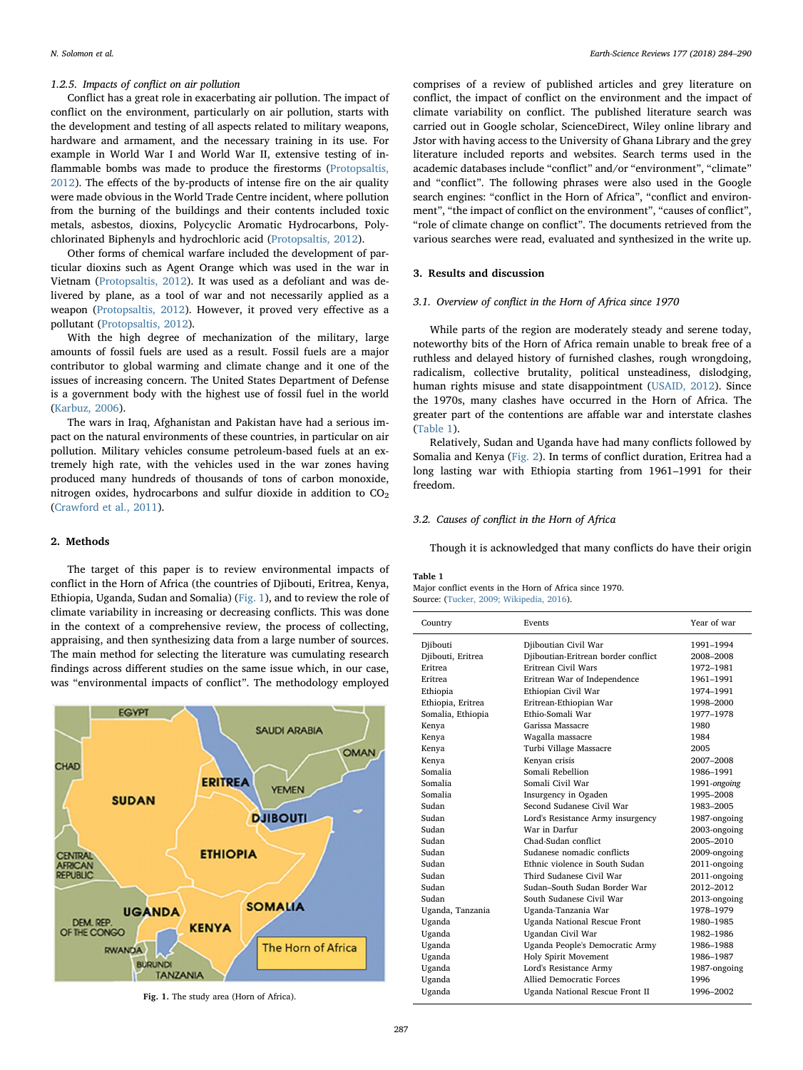### 1.2.5. Impacts of conflict on air pollution

Conflict has a great role in exacerbating air pollution. The impact of conflict on the environment, particularly on air pollution, starts with the development and testing of all aspects related to military weapons, hardware and armament, and the necessary training in its use. For example in World War I and World War II, extensive testing of inflammable bombs was made to produce the firestorms (Protopsaltis, 2012). The effects of the by-products of intense fire on the air quality were made obvious in the World Trade Centre incident, where pollution from the burning of the buildings and their contents included toxic metals, asbestos, dioxins, Polycyclic Aromatic Hydrocarbons, Polychlorinated Biphenyls and hydrochloric acid (Protopsaltis, 2012).

Other forms of chemical warfare included the development of particular dioxins such as Agent Orange which was used in the war in Vietnam (Protopsaltis, 2012). It was used as a defoliant and was delivered by plane, as a tool of war and not necessarily applied as a weapon (Protopsaltis, 2012). However, it proved very effective as a pollutant (Protopsaltis, 2012).

With the high degree of mechanization of the military, large amounts of fossil fuels are used as a result. Fossil fuels are a major contributor to global warming and climate change and it one of the issues of increasing concern. The United States Department of Defense is a government body with the highest use of fossil fuel in the world (Karbuz, 2006).

The wars in Iraq, Afghanistan and Pakistan have had a serious impact on the natural environments of these countries, in particular on air pollution. Military vehicles consume petroleum-based fuels at an extremely high rate, with the vehicles used in the war zones having produced many hundreds of thousands of tons of carbon monoxide, nitrogen oxides, hydrocarbons and sulfur dioxide in addition to $CO_2$ (Crawford et al., 2011).

## 2. Methods

The target of this paper is to review environmental impacts of conflict in the Horn of Africa (the countries of Djibouti, Eritrea, Kenya, Ethiopia, Uganda, Sudan and Somalia) (Fig. 1), and to review the role of climate variability in increasing or decreasing conflicts. This was done in the context of a comprehensive review, the process of collecting, appraising, and then synthesizing data from a large number of sources. The main method for selecting the literature was cumulating research findings across different studies on the same issue which, in our case, was "environmental impacts of conflict". The methodology employed comprises of a review of published articles and grey literature on conflict, the impact of conflict on the environment and the impact of climate variability on conflict. The published literature search was carried out in Google scholar, ScienceDirect, Wiley online library and Jstor with having access to the University of Ghana Library and the grey literature included reports and websites. Search terms used in the academic databases include "conflict" and/or "environment", "climate" and "conflict". The following phrases were also used in the Google search engines: "conflict in the Horn of Africa", "conflict and environment", "the impact of conflict on the environment", "causes of conflict", "role of climate change on conflict". The documents retrieved from the various searches were read, evaluated and synthesized in the write up.

Fig. 1. The study area (Horn of Africa).

## 3. Results and discussion

### 3.1. Overview of conflict in the Horn of Africa since 1970

While parts of the region are moderately steady and serene today, noteworthy bits of the Horn of Africa remain unable to break free of a ruthless and delayed history of furnished clashes, rough wrongdoing, radicalism, collective brutality, political unsteadiness, dislodging, human rights misuse and state disappointment (USAID, 2012). Since the 1970s, many clashes have occurred in the Horn of Africa. The greater part of the contentions are affable war and interstate clashes (Table 1).

Relatively, Sudan and Uganda have had many conflicts followed by Somalia and Kenya (Fig. 2). In terms of conflict duration, Eritrea had a long lasting war with Ethiopia starting from 1961–1991 for their freedom.

### 3.2. Causes of conflict in the Horn of Africa

Though it is acknowledged that many conflicts do have their origin

**Table 1**
Major conflict events in the Horn of Africa since 1970.
Source: (Tucker, 2009; Wikipedia, 2016).

| Country | Events | Year of war |
|---|---|---|
| Djibouti | Djiboutian Civil War | 1991–1994 |
| Djibouti, Eritrea | Djiboutian-Eritrean border conflict | 2008–2008 |
| Eritrea | Eritrean Civil Wars | 1972–1981 |
| Eritrea | Eritrean War of Independence | 1961–1991 |
| Ethiopia | Ethiopian Civil War | 1974–1991 |
| Ethiopia, Eritrea | Eritrean-Ethiopian War | 1998–2000 |
| Somalia, Ethiopia | Ethio-Somali War | 1977–1978 |
| Kenya | Garissa Massacre | 1980 |
| Kenya | Wagalla massacre | 1984 |
| Kenya | Turbi Village Massacre | 2005 |
| Kenya | Kenyan crisis | 2007–2008 |
| Somalia | Somali Rebellion | 1986–1991 |
| Somalia | Somali Civil War | 1991-*ongoing* |
| Somalia | Insurgency in Ogaden | 1995–2008 |
| Sudan | Second Sudanese Civil War | 1983–2005 |
| Sudan | Lord's Resistance Army insurgency | 1987-ongoing |
| Sudan | War in Darfur | 2003-ongoing |
| Sudan | Chad-Sudan conflict | 2005–2010 |
| Sudan | Sudanese nomadic conflicts | 2009-ongoing |
| Sudan | Ethnic violence in South Sudan | 2011-ongoing |
| Sudan | Third Sudanese Civil War | 2011-ongoing |
| Sudan | Sudan–South Sudan Border War | 2012–2012 |
| Sudan | South Sudanese Civil War | 2013-ongoing |
| Uganda, Tanzania | Uganda-Tanzania War | 1978–1979 |
| Uganda | Uganda National Rescue Front | 1980–1985 |
| Uganda | Ugandan Civil War | 1982–1986 |
| Uganda | Uganda People's Democratic Army | 1986–1988 |
| Uganda | Holy Spirit Movement | 1986–1987 |
| Uganda | Lord's Resistance Army | 1987-ongoing |
| Uganda | Allied Democratic Forces | 1996 |
| Uganda | Uganda National Rescue Front II | 1996–2002 |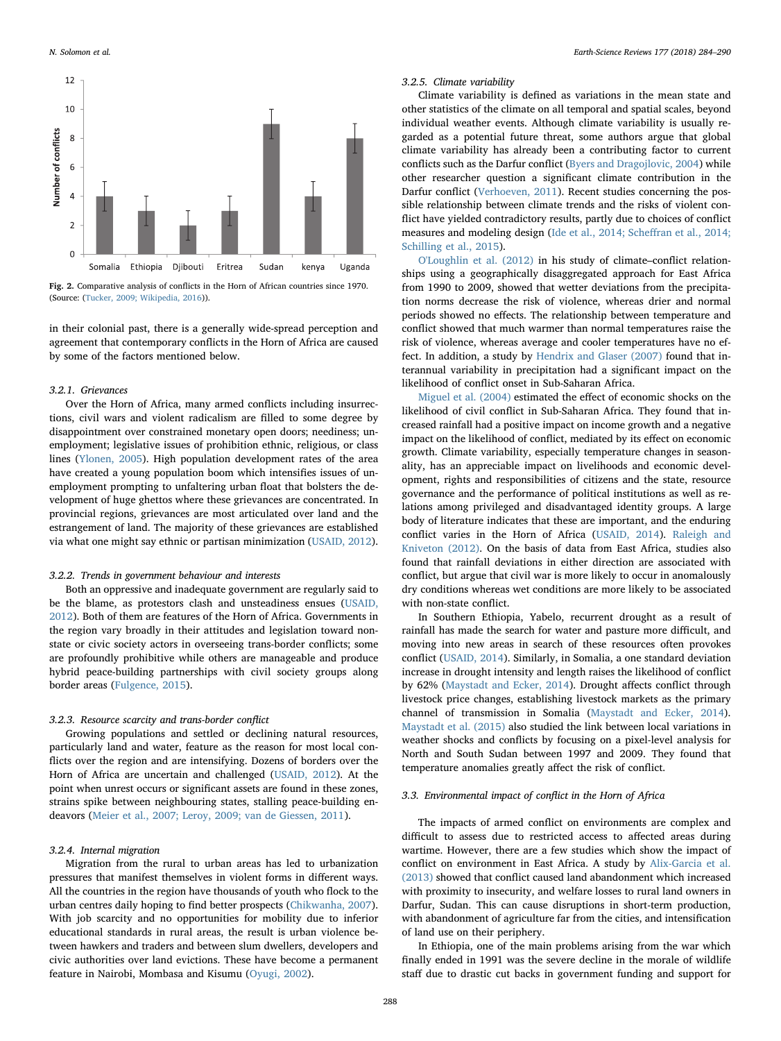Fig. 2. Comparative analysis of conflicts in the Horn of African countries since 1970. (Source: (Tucker, 2009; Wikipedia, 2016)).

in their colonial past, there is a generally wide-spread perception and agreement that contemporary conflicts in the Horn of Africa are caused by some of the factors mentioned below.

#### 3.2.1. Grievances

Over the Horn of Africa, many armed conflicts including insurrections, civil wars and violent radicalism are filled to some degree by disappointment over constrained monetary open doors; neediness; unemployment; legislative issues of prohibition ethnic, religious, or class lines (Ylonen, 2005). High population development rates of the area have created a young population boom which intensifies issues of unemployment prompting to unfaltering urban float that bolsters the development of huge ghettos where these grievances are concentrated. In provincial regions, grievances are most articulated over land and the estrangement of land. The majority of these grievances are established via what one might say ethnic or partisan minimization (USAID, 2012).

#### 3.2.2. Trends in government behaviour and interests

Both an oppressive and inadequate government are regularly said to be the blame, as protestors clash and unsteadiness ensues (USAID, 2012). Both of them are features of the Horn of Africa. Governments in the region vary broadly in their attitudes and legislation toward non-state or civic society actors in overseeing trans-border conflicts; some are profoundly prohibitive while others are manageable and produce hybrid peace-building partnerships with civil society groups along border areas (Fulgence, 2015).

#### 3.2.3. Resource scarcity and trans-border conflict

Growing populations and settled or declining natural resources, particularly land and water, feature as the reason for most local conflicts over the region and are intensifying. Dozens of borders over the Horn of Africa are uncertain and challenged (USAID, 2012). At the point when unrest occurs or significant assets are found in these zones, strains spike between neighbouring states, stalling peace-building endeavors (Meier et al., 2007; Leroy, 2009; van de Giessen, 2011).

#### 3.2.4. Internal migration

Migration from the rural to urban areas has led to urbanization pressures that manifest themselves in violent forms in different ways. All the countries in the region have thousands of youth who flock to the urban centres daily hoping to find better prospects (Chikwanha, 2007). With job scarcity and no opportunities for mobility due to inferior educational standards in rural areas, the result is urban violence between hawkers and traders and between slum dwellers, developers and civic authorities over land evictions. These have become a permanent feature in Nairobi, Mombasa and Kisumu (Oyugi, 2002).

#### 3.2.5. Climate variability

Climate variability is defined as variations in the mean state and other statistics of the climate on all temporal and spatial scales, beyond individual weather events. Although climate variability is usually regarded as a potential future threat, some authors argue that global climate variability has already been a contributing factor to current conflicts such as the Darfur conflict (Byers and Dragojlovic, 2004) while other researcher question a significant climate contribution in the Darfur conflict (Verhoeven, 2011). Recent studies concerning the possible relationship between climate trends and the risks of violent conflict have yielded contradictory results, partly due to choices of conflict measures and modeling design (Ide et al., 2014; Scheffran et al., 2014; Schilling et al., 2015).

O'Loughlin et al. (2012) in his study of climate–conflict relationships using a geographically disaggregated approach for East Africa from 1990 to 2009, showed that wetter deviations from the precipitation norms decrease the risk of violence, whereas drier and normal periods showed no effects. The relationship between temperature and conflict showed that much warmer than normal temperatures raise the risk of violence, whereas average and cooler temperatures have no effect. In addition, a study by Hendrix and Glaser (2007) found that interannual variability in precipitation had a significant impact on the likelihood of conflict onset in Sub-Saharan Africa.

Miguel et al. (2004) estimated the effect of economic shocks on the likelihood of civil conflict in Sub-Saharan Africa. They found that increased rainfall had a positive impact on income growth and a negative impact on the likelihood of conflict, mediated by its effect on economic growth. Climate variability, especially temperature changes in seasonality, has an appreciable impact on livelihoods and economic development, rights and responsibilities of citizens and the state, resource governance and the performance of political institutions as well as relations among privileged and disadvantaged identity groups. A large body of literature indicates that these are important, and the enduring conflict varies in the Horn of Africa (USAID, 2014). Raleigh and Kniveton (2012). On the basis of data from East Africa, studies also found that rainfall deviations in either direction are associated with conflict, but argue that civil war is more likely to occur in anomalously dry conditions whereas wet conditions are more likely to be associated with non-state conflict.

In Southern Ethiopia, Yabelo, recurrent drought as a result of rainfall has made the search for water and pasture more difficult, and moving into new areas in search of these resources often provokes conflict (USAID, 2014). Similarly, in Somalia, a one standard deviation increase in drought intensity and length raises the likelihood of conflict by 62% (Maystadt and Ecker, 2014). Drought affects conflict through livestock price changes, establishing livestock markets as the primary channel of transmission in Somalia (Maystadt and Ecker, 2014). Maystadt et al. (2015) also studied the link between local variations in weather shocks and conflicts by focusing on a pixel-level analysis for North and South Sudan between 1997 and 2009. They found that temperature anomalies greatly affect the risk of conflict.

### 3.3. Environmental impact of conflict in the Horn of Africa

The impacts of armed conflict on environments are complex and difficult to assess due to restricted access to affected areas during wartime. However, there are a few studies which show the impact of conflict on environment in East Africa. A study by Alix-Garcia et al. (2013) showed that conflict caused land abandonment which increased with proximity to insecurity, and welfare losses to rural land owners in Darfur, Sudan. This can cause disruptions in short-term production, with abandonment of agriculture far from the cities, and intensification of land use on their periphery.

In Ethiopia, one of the main problems arising from the war which finally ended in 1991 was the severe decline in the morale of wildlife staff due to drastic cut backs in government funding and support for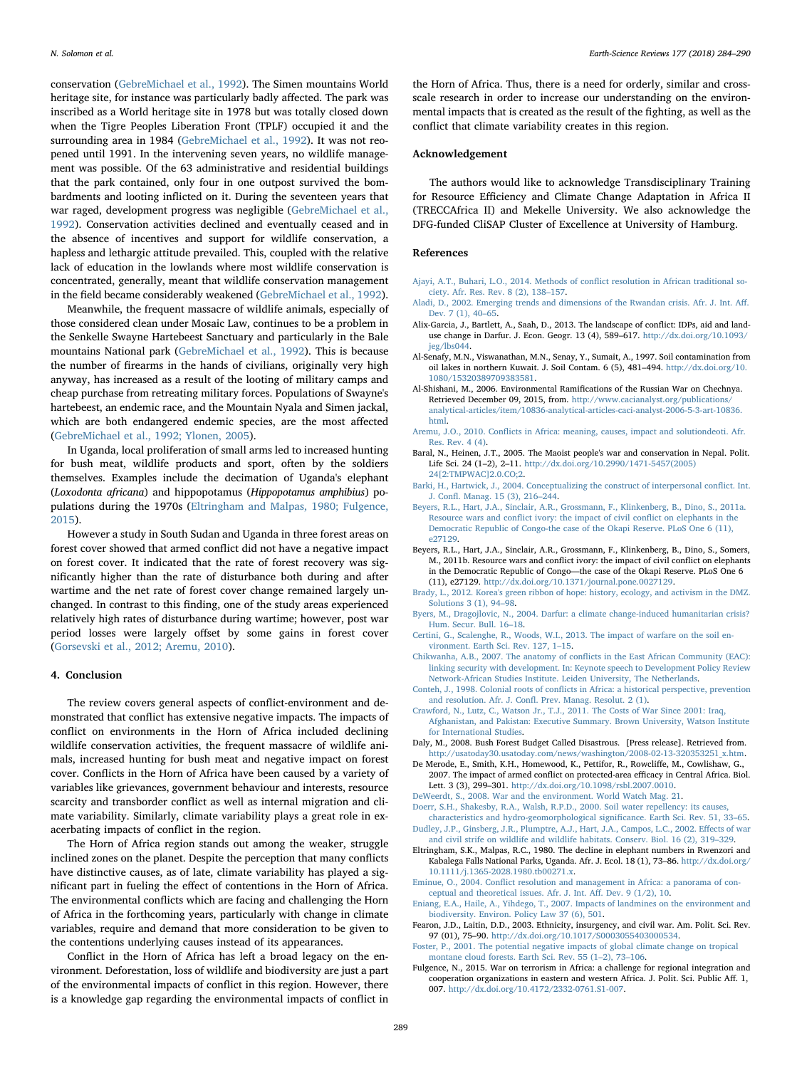conservation (GebreMichael et al., 1992). The Simen mountains World heritage site, for instance was particularly badly affected. The park was inscribed as a World heritage site in 1978 but was totally closed down when the Tigre Peoples Liberation Front (TPLF) occupied it and the surrounding area in 1984 (GebreMichael et al., 1992). It was not reopened until 1991. In the intervening seven years, no wildlife management was possible. Of the 63 administrative and residential buildings that the park contained, only four in one outpost survived the bombardments and looting inflicted on it. During the seventeen years that war raged, development progress was negligible (GebreMichael et al., 1992). Conservation activities declined and eventually ceased and in the absence of incentives and support for wildlife conservation, a hapless and lethargic attitude prevailed. This, coupled with the relative lack of education in the lowlands where most wildlife conservation is concentrated, generally, meant that wildlife conservation management in the field became considerably weakened (GebreMichael et al., 1992).

Meanwhile, the frequent massacre of wildlife animals, especially of those considered clean under Mosaic Law, continues to be a problem in the Senkelle Swayne Hartebeest Sanctuary and particularly in the Bale mountains National park (GebreMichael et al., 1992). This is because the number of firearms in the hands of civilians, originally very high anyway, has increased as a result of the looting of military camps and cheap purchase from retreating military forces. Populations of Swayne's hartebeest, an endemic race, and the Mountain Nyala and Simen jackal, which are both endangered endemic species, are the most affected (GebreMichael et al., 1992; Ylonen, 2005).

In Uganda, local proliferation of small arms led to increased hunting for bush meat, wildlife products and sport, often by the soldiers themselves. Examples include the decimation of Uganda's elephant (*Loxodonta africana*) and hippopotamus (*Hippopotamus amphibius*) populations during the 1970s (Eltringham and Malpas, 1980; Fulgence, 2015).

However a study in South Sudan and Uganda in three forest areas on forest cover showed that armed conflict did not have a negative impact on forest cover. It indicated that the rate of forest recovery was significantly higher than the rate of disturbance both during and after wartime and the net rate of forest cover change remained largely unchanged. In contrast to this finding, one of the study areas experienced relatively high rates of disturbance during wartime; however, post war period losses were largely offset by some gains in forest cover (Gorsevski et al., 2012; Aremu, 2010).

## 4. Conclusion

The review covers general aspects of conflict-environment and demonstrated that conflict has extensive negative impacts. The impacts of conflict on environments in the Horn of Africa included declining wildlife conservation activities, the frequent massacre of wildlife animals, increased hunting for bush meat and negative impact on forest cover. Conflicts in the Horn of Africa have been caused by a variety of variables like grievances, government behaviour and interests, resource scarcity and transborder conflict as well as internal migration and climate variability. Similarly, climate variability plays a great role in exacerbating impacts of conflict in the region.

The Horn of Africa region stands out among the weaker, struggle inclined zones on the planet. Despite the perception that many conflicts have distinctive causes, as of late, climate variability has played a significant part in fueling the effect of contentions in the Horn of Africa. The environmental conflicts which are facing and challenging the Horn of Africa in the forthcoming years, particularly with change in climate variables, require and demand that more consideration to be given to the contentions underlying causes instead of its appearances.

Conflict in the Horn of Africa has left a broad legacy on the environment. Deforestation, loss of wildlife and biodiversity are just a part of the environmental impacts of conflict in this region. However, there is a knowledge gap regarding the environmental impacts of conflict in the Horn of Africa. Thus, there is a need for orderly, similar and cross-scale research in order to increase our understanding on the environmental impacts that is created as the result of the fighting, as well as the conflict that climate variability creates in this region.

## Acknowledgement

The authors would like to acknowledge Transdisciplinary Training for Resource Efficiency and Climate Change Adaptation in Africa II (TRECCAfrica II) and Mekelle University. We also acknowledge the DFG-funded CliSAP Cluster of Excellence at University of Hamburg.

## References

Ajayi, A.T., Buhari, L.O., 2014. Methods of conflict resolution in African traditional society. Afr. Res. Rev. 8 (2), 138–157.

Aladi, D., 2002. Emerging trends and dimensions of the Rwandan crisis. Afr. J. Int. Aff. Dev. 7 (1), 40–65.

Alix-Garcia, J., Bartlett, A., Saah, D., 2013. The landscape of conflict: IDPs, aid and land-use change in Darfur. J. Econ. Geogr. 13 (4), 589–617. http://dx.doi.org/10.1093/jeg/lbs044.

Al-Senafy, M.N., Viswanathan, M.N., Senay, Y., Sumait, A., 1997. Soil contamination from oil lakes in northern Kuwait. J. Soil Contam. 6 (5), 481–494. http://dx.doi.org/10.1080/15320389709383581.

Al-Shishani, M., 2006. Environmental Ramifications of the Russian War on Chechnya. Retrieved December 09, 2015, from. http://www.cacianalyst.org/publications/analytical-articles/item/10836-analytical-articles-caci-analyst-2006-5-3-art-10836.html.

Aremu, J.O., 2010. Conflicts in Africa: meaning, causes, impact and solutiondeoti. Afr. Res. Rev. 4 (4).

Baral, N., Heinen, J.T., 2005. The Maoist people's war and conservation in Nepal. Polit. Life Sci. 24 (1–2), 2–11. http://dx.doi.org/10.2990/1471-5457(2005)24[2:TMPWAC]2.0.CO;2.

Barki, H., Hartwick, J., 2004. Conceptualizing the construct of interpersonal conflict. Int. J. Confl. Manag. 15 (3), 216–244.

Beyers, R.L., Hart, J.A., Sinclair, A.R., Grossmann, F., Klinkenberg, B., Dino, S., 2011a. Resource wars and conflict ivory: the impact of civil conflict on elephants in the Democratic Republic of Congo-the case of the Okapi Reserve. PLoS One 6 (11), e27129.

Beyers, R.L., Hart, J.A., Sinclair, A.R., Grossmann, F., Klinkenberg, B., Dino, S., Somers, M., 2011b. Resource wars and conflict ivory: the impact of civil conflict on elephants in the Democratic Republic of Congo—the case of the Okapi Reserve. PLoS One 6 (11), e27129. http://dx.doi.org/10.1371/journal.pone.0027129.

Brady, L., 2012. Korea's green ribbon of hope: history, ecology, and activism in the DMZ. Solutions 3 (1), 94–98.

Byers, M., Dragojlovic, N., 2004. Darfur: a climate change-induced humanitarian crisis? Hum. Secur. Bull. 16–18.

Certini, G., Scalenghe, R., Woods, W.I., 2013. The impact of warfare on the soil environment. Earth Sci. Rev. 127, 1–15.

Chikwanha, A.B., 2007. The anatomy of conflicts in the East African Community (EAC): linking security with development. In: Keynote speech to Development Policy Review Network-African Studies Institute. Leiden University, The Netherlands.

Conteh, J., 1998. Colonial roots of conflicts in Africa: a historical perspective, prevention and resolution. Afr. J. Confl. Prev. Manag. Resolut. 2 (1).

Crawford, N., Lutz, C., Watson Jr., T.J., 2011. The Costs of War Since 2001: Iraq, Afghanistan, and Pakistan: Executive Summary. Brown University, Watson Institute for International Studies.

Daly, M., 2008. Bush Forest Budget Called Disastrous. [Press release]. Retrieved from. http://usatoday30.usatoday.com/news/washington/2008-02-13-320353251_x.htm.

De Merode, E., Smith, K.H., Homewood, K., Pettifor, R., Rowcliffe, M., Cowlishaw, G., 2007. The impact of armed conflict on protected-area efficacy in Central Africa. Biol. Lett. 3 (3), 299–301. http://dx.doi.org/10.1098/rsbl.2007.0010.

DeWeerdt, S., 2008. War and the environment. World Watch Mag. 21.

Doerr, S.H., Shakesby, R.A., Walsh, R.P.D., 2000. Soil water repellency: its causes, characteristics and hydro-geomorphological significance. Earth Sci. Rev. 51, 33–65.

Dudley, J.P., Ginsberg, J.R., Plumptre, A.J., Hart, J.A., Campos, L.C., 2002. Effects of war and civil strife on wildlife and wildlife habitats. Conserv. Biol. 16 (2), 319–329.

Eltringham, S.K., Malpas, R.C., 1980. The decline in elephant numbers in Rwenzori and Kabalega Falls National Parks, Uganda. Afr. J. Ecol. 18 (1), 73–86. http://dx.doi.org/10.1111/j.1365-2028.1980.tb00271.x.

Eminue, O., 2004. Conflict resolution and management in Africa: a panorama of conceptual and theoretical issues. Afr. J. Int. Aff. Dev. 9 (1/2), 10.

Eniang, E.A., Haile, A., Yihdego, T., 2007. Impacts of landmines on the environment and biodiversity. Environ. Policy Law 37 (6), 501.

Fearon, J.D., Laitin, D.D., 2003. Ethnicity, insurgency, and civil war. Am. Polit. Sci. Rev. 97 (01), 75–90. http://dx.doi.org/10.1017/S0003055403000534.

Foster, P., 2001. The potential negative impacts of global climate change on tropical montane cloud forests. Earth Sci. Rev. 55 (1–2), 73–106.

Fulgence, N., 2015. War on terrorism in Africa: a challenge for regional integration and cooperation organizations in eastern and western Africa. J. Polit. Sci. Public Aff. 1, 007. http://dx.doi.org/10.4172/2332-0761.S1-007.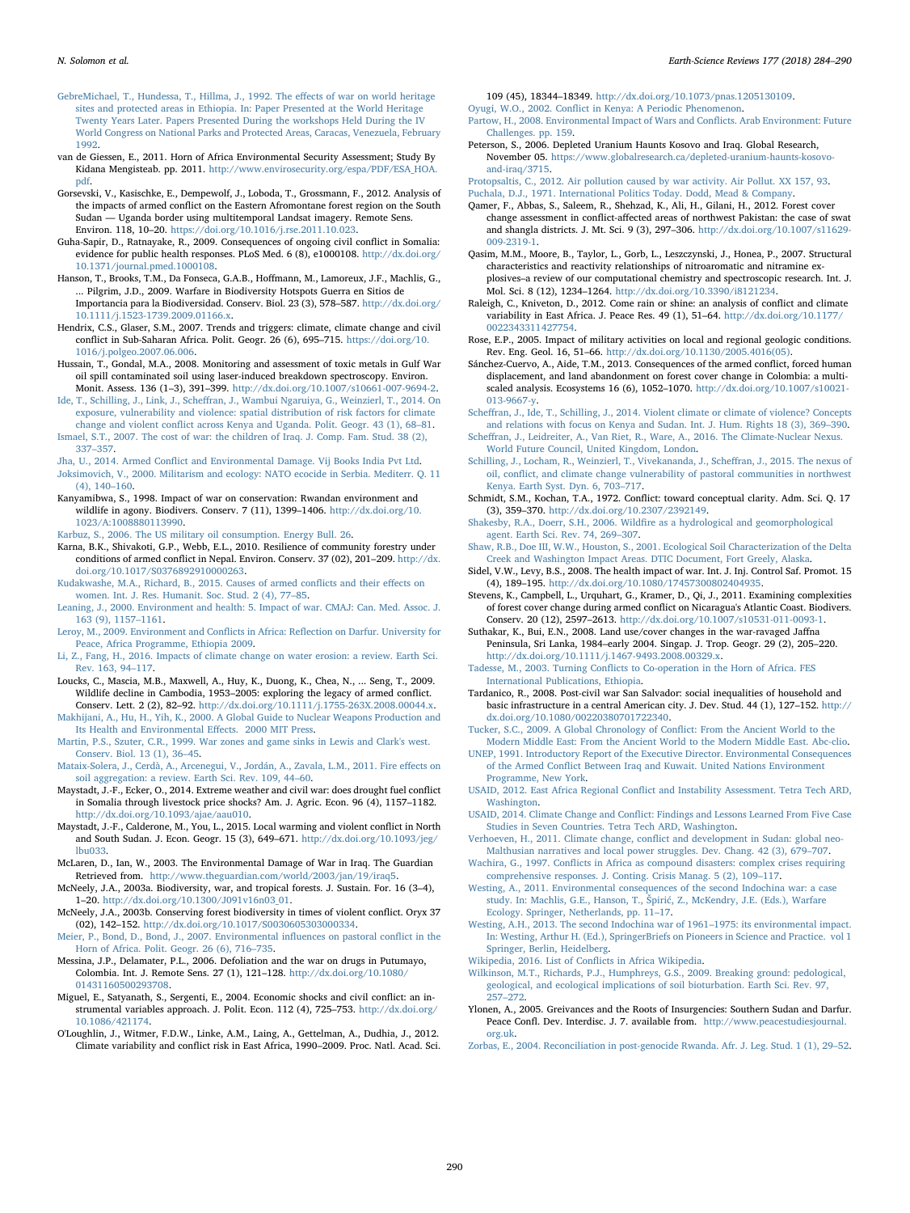GebreMichael, T., Hundessa, T., Hillma, J., 1992. The effects of war on world heritage sites and protected areas in Ethiopia. In: Paper Presented at the World Heritage Twenty Years Later. Papers Presented During the workshops Held During the IV World Congress on National Parks and Protected Areas, Caracas, Venezuela, February 1992.

van de Giessen, E., 2011. Horn of Africa Environmental Security Assessment; Study By Kidana Mengisteab. pp. 2011. http://www.envirosecurity.org/espa/PDF/ESA_HOA.pdf.

Gorsevski, V., Kasischke, E., Dempewolf, J., Loboda, T., Grossmann, F., 2012. Analysis of the impacts of armed conflict on the Eastern Afromontane forest region on the South Sudan — Uganda border using multitemporal Landsat imagery. Remote Sens. Environ. 118, 10–20. https://doi.org/10.1016/j.rse.2011.10.023.

Guha-Sapir, D., Ratnayake, R., 2009. Consequences of ongoing civil conflict in Somalia: evidence for public health responses. PLoS Med. 6 (8), e1000108. http://dx.doi.org/10.1371/journal.pmed.1000108.

Hanson, T., Brooks, T.M., Da Fonseca, G.A.B., Hoffmann, M., Lamoreux, J.F., Machlis, G., ... Pilgrim, J.D., 2009. Warfare in Biodiversity Hotspots Guerra en Sitios de Importancia para la Biodiversidad. Conserv. Biol. 23 (3), 578–587. http://dx.doi.org/10.1111/j.1523-1739.2009.01166.x.

Hendrix, C.S., Glaser, S.M., 2007. Trends and triggers: climate, climate change and civil conflict in Sub-Saharan Africa. Polit. Geogr. 26 (6), 695–715. https://doi.org/10.1016/j.polgeo.2007.06.006.

Hussain, T., Gondal, M.A., 2008. Monitoring and assessment of toxic metals in Gulf War oil spill contaminated soil using laser-induced breakdown spectroscopy. Environ. Monit. Assess. 136 (1–3), 391–399. http://dx.doi.org/10.1007/s10661-007-9694-2.

Ide, T., Schilling, J., Link, J., Scheffran, J., Wambui Ngaruiya, G., Weinzierl, T., 2014. On exposure, vulnerability and violence: spatial distribution of risk factors for climate change and violent conflict across Kenya and Uganda. Polit. Geogr. 43 (1), 68–81.

Ismael, S.T., 2007. The cost of war: the children of Iraq. J. Comp. Fam. Stud. 38 (2), 337–357.

Jha, U., 2014. Armed Conflict and Environmental Damage. Vij Books India Pvt Ltd.

Joksimovich, V., 2000. Militarism and ecology: NATO ecocide in Serbia. Mediterr. Q. 11 (4), 140–160.

Kanyamibwa, S., 1998. Impact of war on conservation: Rwandan environment and wildlife in agony. Biodivers. Conserv. 7 (11), 1399–1406. http://dx.doi.org/10.1023/A:1008880113990.

Karbuz, S., 2006. The US military oil consumption. Energy Bull. 26.

Karna, B.K., Shivakoti, G.P., Webb, E.L., 2010. Resilience of community forestry under conditions of armed conflict in Nepal. Environ. Conserv. 37 (02), 201–209. http://dx.doi.org/10.1017/S0376892910000263.

Kudakwashe, M.A., Richard, B., 2015. Causes of armed conflicts and their effects on women. Int. J. Res. Humanit. Soc. Stud. 2 (4), 77–85.

Leaning, J., 2000. Environment and health: 5. Impact of war. CMAJ: Can. Med. Assoc. J. 163 (9), 1157–1161.

Leroy, M., 2009. Environment and Conflicts in Africa: Reflection on Darfur. University for Peace, Africa Programme, Ethiopia 2009.

Li, Z., Fang, H., 2016. Impacts of climate change on water erosion: a review. Earth Sci. Rev. 163, 94–117.

Loucks, C., Mascia, M.B., Maxwell, A., Huy, K., Duong, K., Chea, N., ... Seng, T., 2009. Wildlife decline in Cambodia, 1953–2005: exploring the legacy of armed conflict. Conserv. Lett. 2 (2), 82–92. http://dx.doi.org/10.1111/j.1755-263X.2008.00044.x.

Makhijani, A., Hu, H., Yih, K., 2000. A Global Guide to Nuclear Weapons Production and Its Health and Environmental Effects. 2000 MIT Press.

Martin, P.S., Szuter, C.R., 1999. War zones and game sinks in Lewis and Clark's west. Conserv. Biol. 13 (1), 36–45.

Mataix-Solera, J., Cerdà, A., Arcenegui, V., Jordán, A., Zavala, L.M., 2011. Fire effects on soil aggregation: a review. Earth Sci. Rev. 109, 44–60.

Maystadt, J.-F., Ecker, O., 2014. Extreme weather and civil war: does drought fuel conflict in Somalia through livestock price shocks? Am. J. Agric. Econ. 96 (4), 1157–1182. http://dx.doi.org/10.1093/ajae/aau010.

Maystadt, J.-F., Calderone, M., You, L., 2015. Local warming and violent conflict in North and South Sudan. J. Econ. Geogr. 15 (3), 649–671. http://dx.doi.org/10.1093/jeg/lbu033.

McLaren, D., Ian, W., 2003. The Environmental Damage of War in Iraq. The Guardian Retrieved from. http://www.theguardian.com/world/2003/jan/19/iraq5.

McNeely, J.A., 2003a. Biodiversity, war, and tropical forests. J. Sustain. For. 16 (3–4), 1–20. http://dx.doi.org/10.1300/J091v16n03_01.

McNeely, J.A., 2003b. Conserving forest biodiversity in times of violent conflict. Oryx 37 (02), 142–152. http://dx.doi.org/10.1017/S0030605303000334.

Meier, P., Bond, D., Bond, J., 2007. Environmental influences on pastoral conflict in the Horn of Africa. Polit. Geogr. 26 (6), 716–735.

Messina, J.P., Delamater, P.L., 2006. Defoliation and the war on drugs in Putumayo, Colombia. Int. J. Remote Sens. 27 (1), 121–128. http://dx.doi.org/10.1080/01431160500293708.

Miguel, E., Satyanath, S., Sergenti, E., 2004. Economic shocks and civil conflict: an instrumental variables approach. J. Polit. Econ. 112 (4), 725–753. http://dx.doi.org/10.1086/421174.

O'Loughlin, J., Witmer, F.D.W., Linke, A.M., Laing, A., Gettelman, A., Dudhia, J., 2012. Climate variability and conflict risk in East Africa, 1990–2009. Proc. Natl. Acad. Sci. 109 (45), 18344–18349. http://dx.doi.org/10.1073/pnas.1205130109.

Oyugi, W.O., 2002. Conflict in Kenya: A Periodic Phenomenon.

Partow, H., 2008. Environmental Impact of Wars and Conflicts. Arab Environment: Future Challenges. pp. 159.

Peterson, S., 2006. Depleted Uranium Haunts Kosovo and Iraq. Global Research, November 05. https://www.globalresearch.ca/depleted-uranium-haunts-kosovo-and-iraq/3715.

Protopsaltis, C., 2012. Air pollution caused by war activity. Air Pollut. XX 157, 93.

Puchala, D.J., 1971. International Politics Today. Dodd, Mead & Company.

Qamer, F., Abbas, S., Saleem, R., Shehzad, K., Ali, H., Gilani, H., 2012. Forest cover change assessment in conflict-affected areas of northwest Pakistan: the case of swat and shangla districts. J. Mt. Sci. 9 (3), 297–306. http://dx.doi.org/10.1007/s11629-009-2319-1.

Qasim, M.M., Moore, B., Taylor, L., Gorb, L., Leszczynski, J., Honea, P., 2007. Structural characteristics and reactivity relationships of nitroaromatic and nitramine explosives–a review of our computational chemistry and spectroscopic research. Int. J. Mol. Sci. 8 (12), 1234–1264. http://dx.doi.org/10.3390/i8121234.

Raleigh, C., Kniveton, D., 2012. Come rain or shine: an analysis of conflict and climate variability in East Africa. J. Peace Res. 49 (1), 51–64. http://dx.doi.org/10.1177/0022343311427754.

Rose, E.P., 2005. Impact of military activities on local and regional geologic conditions. Rev. Eng. Geol. 16, 51–66. http://dx.doi.org/10.1130/2005.4016(05).

Sánchez-Cuervo, A., Aide, T.M., 2013. Consequences of the armed conflict, forced human displacement, and land abandonment on forest cover change in Colombia: a multi-scaled analysis. Ecosystems 16 (6), 1052–1070. http://dx.doi.org/10.1007/s10021-013-9667-y.

Scheffran, J., Ide, T., Schilling, J., 2014. Violent climate or climate of violence? Concepts and relations with focus on Kenya and Sudan. Int. J. Hum. Rights 18 (3), 369–390.

Scheffran, J., Leidreiter, A., Van Riet, R., Ware, A., 2016. The Climate-Nuclear Nexus. World Future Council, United Kingdom, London.

Schilling, J., Locham, R., Weinzierl, T., Vivekananda, J., Scheffran, J., 2015. The nexus of oil, conflict, and climate change vulnerability of pastoral communities in northwest Kenya. Earth Syst. Dyn. 6, 703–717.

Schmidt, S.M., Kochan, T.A., 1972. Conflict: toward conceptual clarity. Adm. Sci. Q. 17 (3), 359–370. http://dx.doi.org/10.2307/2392149.

Shakesby, R.A., Doerr, S.H., 2006. Wildfire as a hydrological and geomorphological agent. Earth Sci. Rev. 74, 269–307.

Shaw, R.B., Doe III, W.W., Houston, S., 2001. Ecological Soil Characterization of the Delta Creek and Washington Impact Areas. DTIC Document, Fort Greely, Alaska.

Sidel, V.W., Levy, B.S., 2008. The health impact of war. Int. J. Inj. Control Saf. Promot. 15 (4), 189–195. http://dx.doi.org/10.1080/17457300802404935.

Stevens, K., Campbell, L., Urquhart, G., Kramer, D., Qi, J., 2011. Examining complexities of forest cover change during armed conflict on Nicaragua's Atlantic Coast. Biodivers. Conserv. 20 (12), 2597–2613. http://dx.doi.org/10.1007/s10531-011-0093-1.

Suthakar, K., Bui, E.N., 2008. Land use/cover changes in the war-ravaged Jaffna Peninsula, Sri Lanka, 1984–early 2004. Singap. J. Trop. Geogr. 29 (2), 205–220. http://dx.doi.org/10.1111/j.1467-9493.2008.00329.x.

Tadesse, M., 2003. Turning Conflicts to Co-operation in the Horn of Africa. FES International Publications, Ethiopia.

Tardanico, R., 2008. Post-civil war San Salvador: social inequalities of household and basic infrastructure in a central American city. J. Dev. Stud. 44 (1), 127–152. http://dx.doi.org/10.1080/00220380701722340.

Tucker, S.C., 2009. A Global Chronology of Conflict: From the Ancient World to the Modern Middle East: From the Ancient World to the Modern Middle East. Abc-clio.

UNEP, 1991. Introductory Report of the Executive Director. Environmental Consequences of the Armed Conflict Between Iraq and Kuwait. United Nations Environment Programme, New York.

USAID, 2012. East Africa Regional Conflict and Instability Assessment. Tetra Tech ARD, Washington.

USAID, 2014. Climate Change and Conflict: Findings and Lessons Learned From Five Case Studies in Seven Countries. Tetra Tech ARD, Washington.

Verhoeven, H., 2011. Climate change, conflict and development in Sudan: global neo-Malthusian narratives and local power struggles. Dev. Chang. 42 (3), 679–707.

Wachira, G., 1997. Conflicts in Africa as compound disasters: complex crises requiring comprehensive responses. J. Conting. Crisis Manag. 5 (2), 109–117.

Westing, A., 2011. Environmental consequences of the second Indochina war: a case study. In: Machlis, G.E., Hanson, T., Špirić, Z., McKendry, J.E. (Eds.), Warfare Ecology. Springer, Netherlands, pp. 11–17.

Westing, A.H., 2013. The second Indochina war of 1961–1975: its environmental impact. In: Westing, Arthur H. (Ed.), SpringerBriefs on Pioneers in Science and Practice. vol 1 Springer, Berlin, Heidelberg.

Wikipedia, 2016. List of Conflicts in Africa Wikipedia.

Wilkinson, M.T., Richards, P.J., Humphreys, G.S., 2009. Breaking ground: pedological, geological, and ecological implications of soil bioturbation. Earth Sci. Rev. 97, 257–272.

Ylonen, A., 2005. Greivances and the Roots of Insurgencies: Southern Sudan and Darfur. Peace Confl. Dev. Interdisc. J. 7. available from. http://www.peacestudiesjournal.org.uk.

Zorbas, E., 2004. Reconciliation in post-genocide Rwanda. Afr. J. Leg. Stud. 1 (1), 29–52.